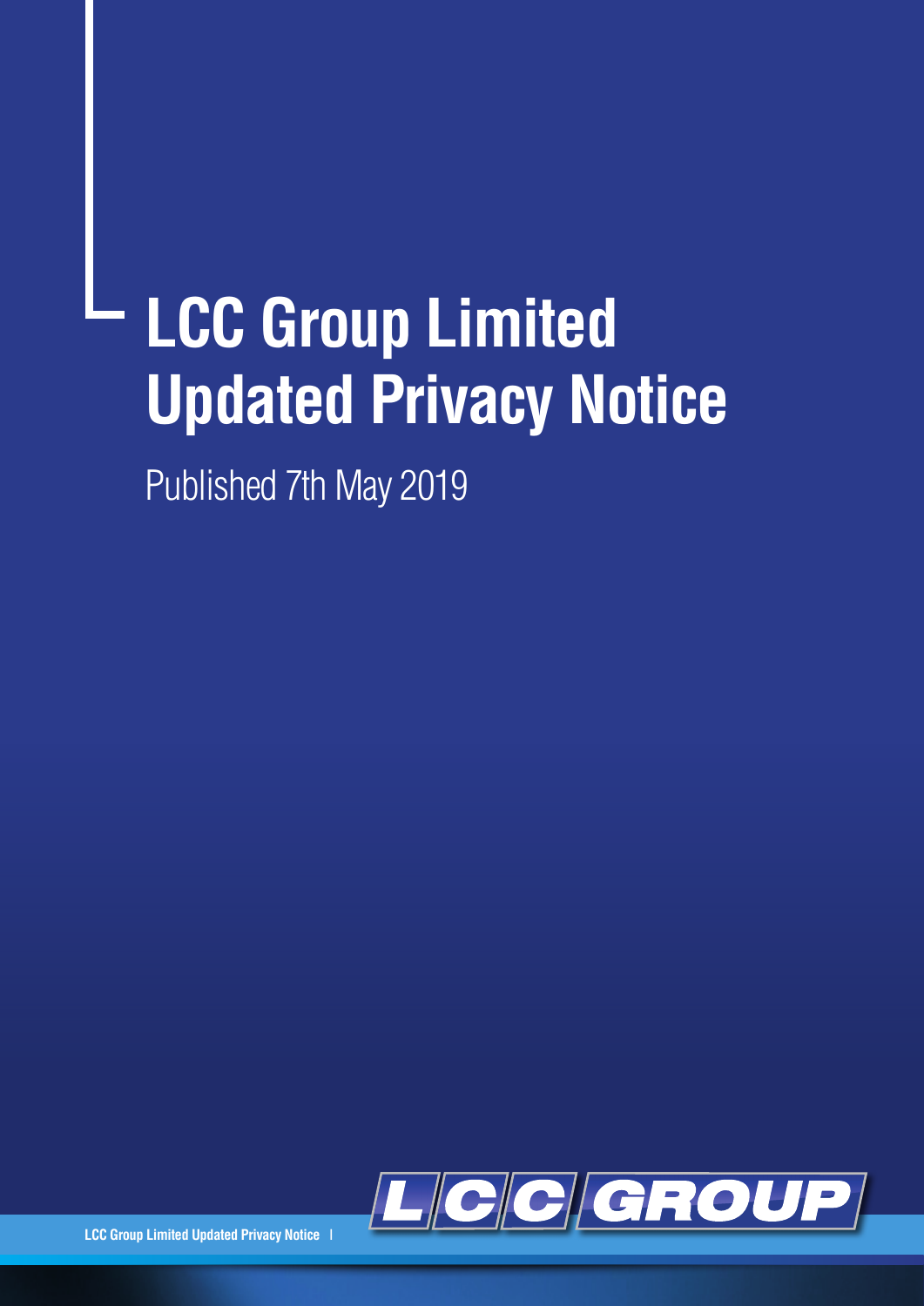# LCC Group Limited Updated Privacy Notice

Published 7th May 2019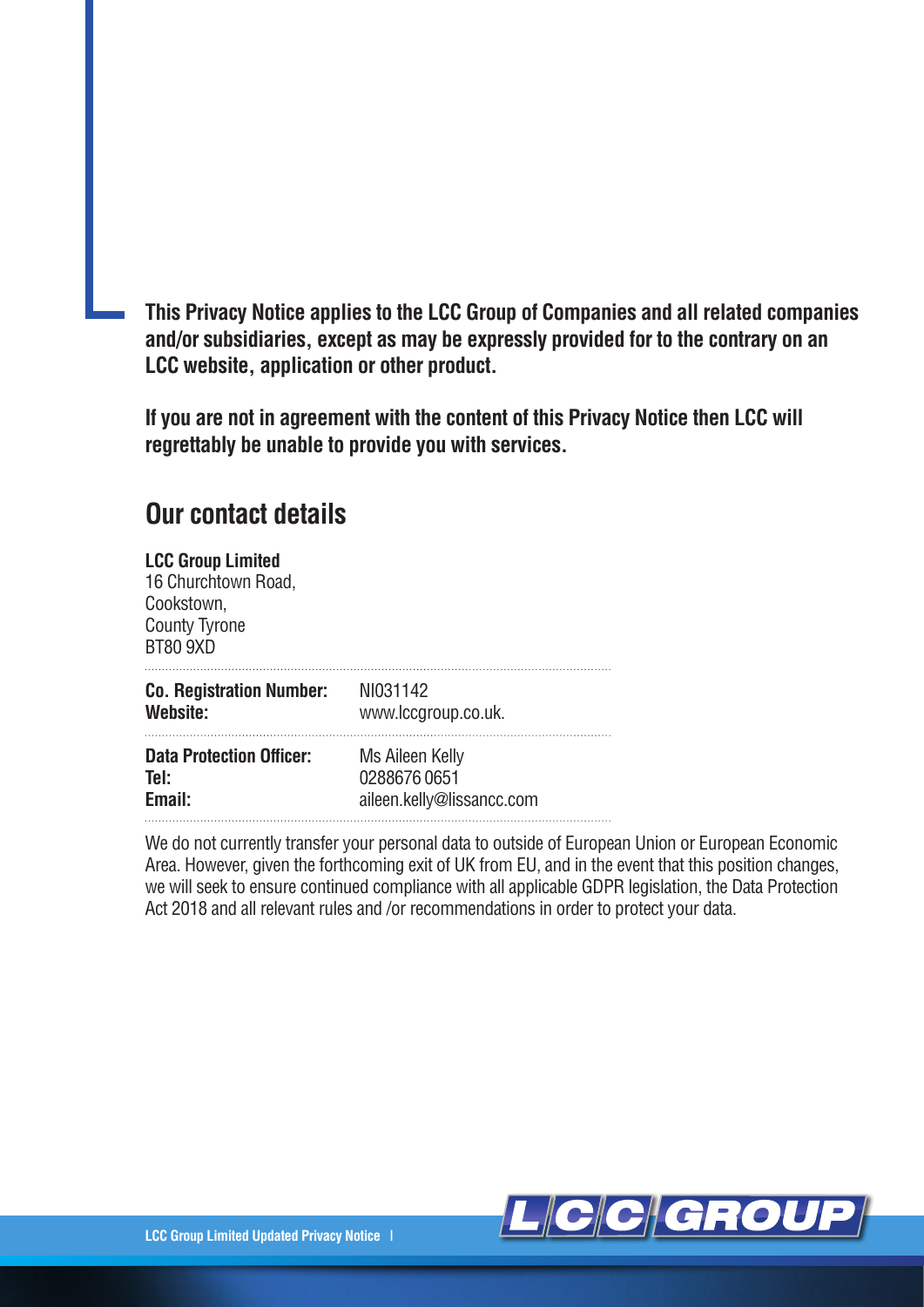**This Privacy Notice applies to the LCC Group of Companies and all related companies and/or subsidiaries, except as may be expressly provided for to the contrary on an LCC website, application or other product.**

**If you are not in agreement with the content of this Privacy Notice then LCC will regrettably be unable to provide you with services.**

## Our contact details

**LCC Group Limited**
16 Churchtown Road,
Cookstown,
County Tyrone
BT80 9XD

| | |
|---|---|
| **Co. Registration Number:** | NI031142 |
| **Website:** | www.lccgroup.co.uk. |
| **Data Protection Officer:** | Ms Aileen Kelly |
| **Tel:** | 0288676 0651 |
| **Email:** | aileen.kelly@lissancc.com |

We do not currently transfer your personal data to outside of European Union or European Economic Area. However, given the forthcoming exit of UK from EU, and in the event that this position changes, we will seek to ensure continued compliance with all applicable GDPR legislation, the Data Protection Act 2018 and all relevant rules and /or recommendations in order to protect your data.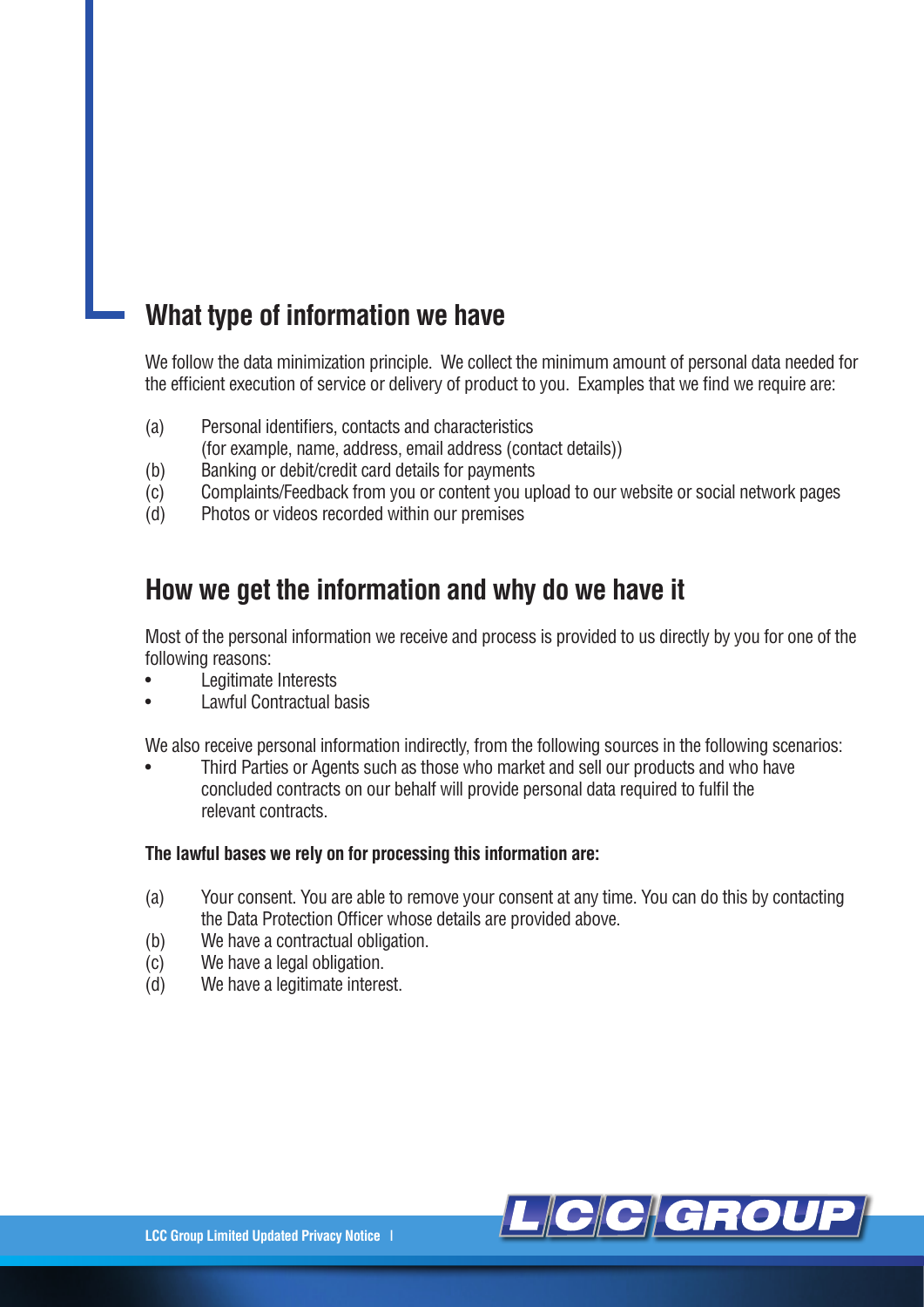## What type of information we have

We follow the data minimization principle. We collect the minimum amount of personal data needed for the efficient execution of service or delivery of product to you. Examples that we find we require are:

(a) Personal identifiers, contacts and characteristics
(for example, name, address, email address (contact details))
(b) Banking or debit/credit card details for payments
(c) Complaints/Feedback from you or content you upload to our website or social network pages
(d) Photos or videos recorded within our premises

## How we get the information and why do we have it

Most of the personal information we receive and process is provided to us directly by you for one of the following reasons:

- Legitimate Interests
- Lawful Contractual basis

We also receive personal information indirectly, from the following sources in the following scenarios:

- Third Parties or Agents such as those who market and sell our products and who have concluded contracts on our behalf will provide personal data required to fulfil the relevant contracts.

**The lawful bases we rely on for processing this information are:**

(a) Your consent. You are able to remove your consent at any time. You can do this by contacting the Data Protection Officer whose details are provided above.
(b) We have a contractual obligation.
(c) We have a legal obligation.
(d) We have a legitimate interest.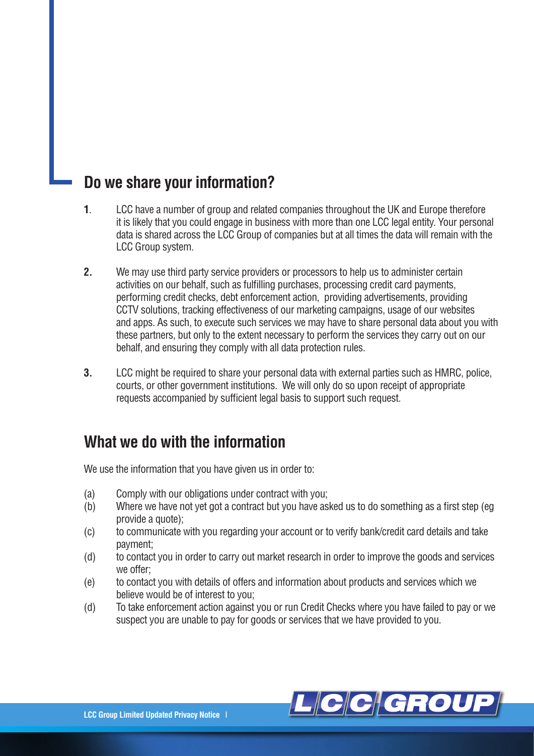## Do we share your information?

1. LCC have a number of group and related companies throughout the UK and Europe therefore it is likely that you could engage in business with more than one LCC legal entity. Your personal data is shared across the LCC Group of companies but at all times the data will remain with the LCC Group system.

2. We may use third party service providers or processors to help us to administer certain activities on our behalf, such as fulfilling purchases, processing credit card payments, performing credit checks, debt enforcement action, providing advertisements, providing CCTV solutions, tracking effectiveness of our marketing campaigns, usage of our websites and apps. As such, to execute such services we may have to share personal data about you with these partners, but only to the extent necessary to perform the services they carry out on our behalf, and ensuring they comply with all data protection rules.

3. LCC might be required to share your personal data with external parties such as HMRC, police, courts, or other government institutions. We will only do so upon receipt of appropriate requests accompanied by sufficient legal basis to support such request.

## What we do with the information

We use the information that you have given us in order to:

(a) Comply with our obligations under contract with you;
(b) Where we have not yet got a contract but you have asked us to do something as a first step (eg provide a quote);
(c) to communicate with you regarding your account or to verify bank/credit card details and take payment;
(d) to contact you in order to carry out market research in order to improve the goods and services we offer;
(e) to contact you with details of offers and information about products and services which we believe would be of interest to you;
(d) To take enforcement action against you or run Credit Checks where you have failed to pay or we suspect you are unable to pay for goods or services that we have provided to you.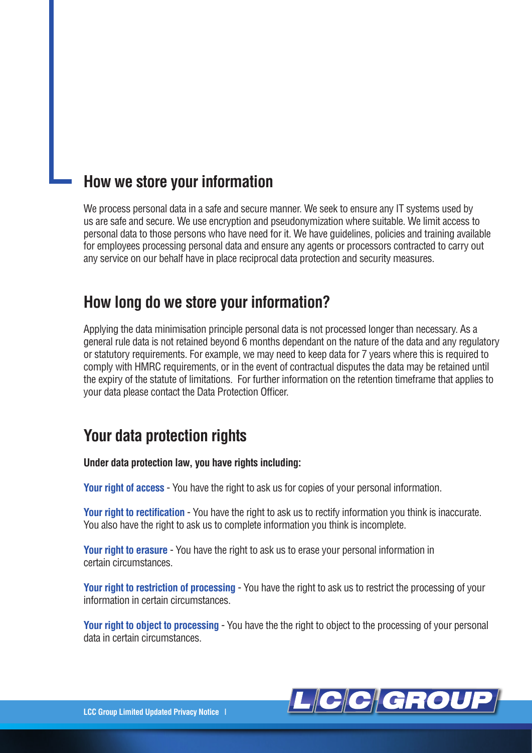## How we store your information

We process personal data in a safe and secure manner. We seek to ensure any IT systems used by us are safe and secure. We use encryption and pseudonymization where suitable. We limit access to personal data to those persons who have need for it. We have guidelines, policies and training available for employees processing personal data and ensure any agents or processors contracted to carry out any service on our behalf have in place reciprocal data protection and security measures.

## How long do we store your information?

Applying the data minimisation principle personal data is not processed longer than necessary. As a general rule data is not retained beyond 6 months dependant on the nature of the data and any regulatory or statutory requirements. For example, we may need to keep data for 7 years where this is required to comply with HMRC requirements, or in the event of contractual disputes the data may be retained until the expiry of the statute of limitations. For further information on the retention timeframe that applies to your data please contact the Data Protection Officer.

## Your data protection rights

**Under data protection law, you have rights including:**

**Your right of access** - You have the right to ask us for copies of your personal information.

**Your right to rectification** - You have the right to ask us to rectify information you think is inaccurate. You also have the right to ask us to complete information you think is incomplete.

**Your right to erasure** - You have the right to ask us to erase your personal information in certain circumstances.

**Your right to restriction of processing** - You have the right to ask us to restrict the processing of your information in certain circumstances.

**Your right to object to processing** - You have the the right to object to the processing of your personal data in certain circumstances.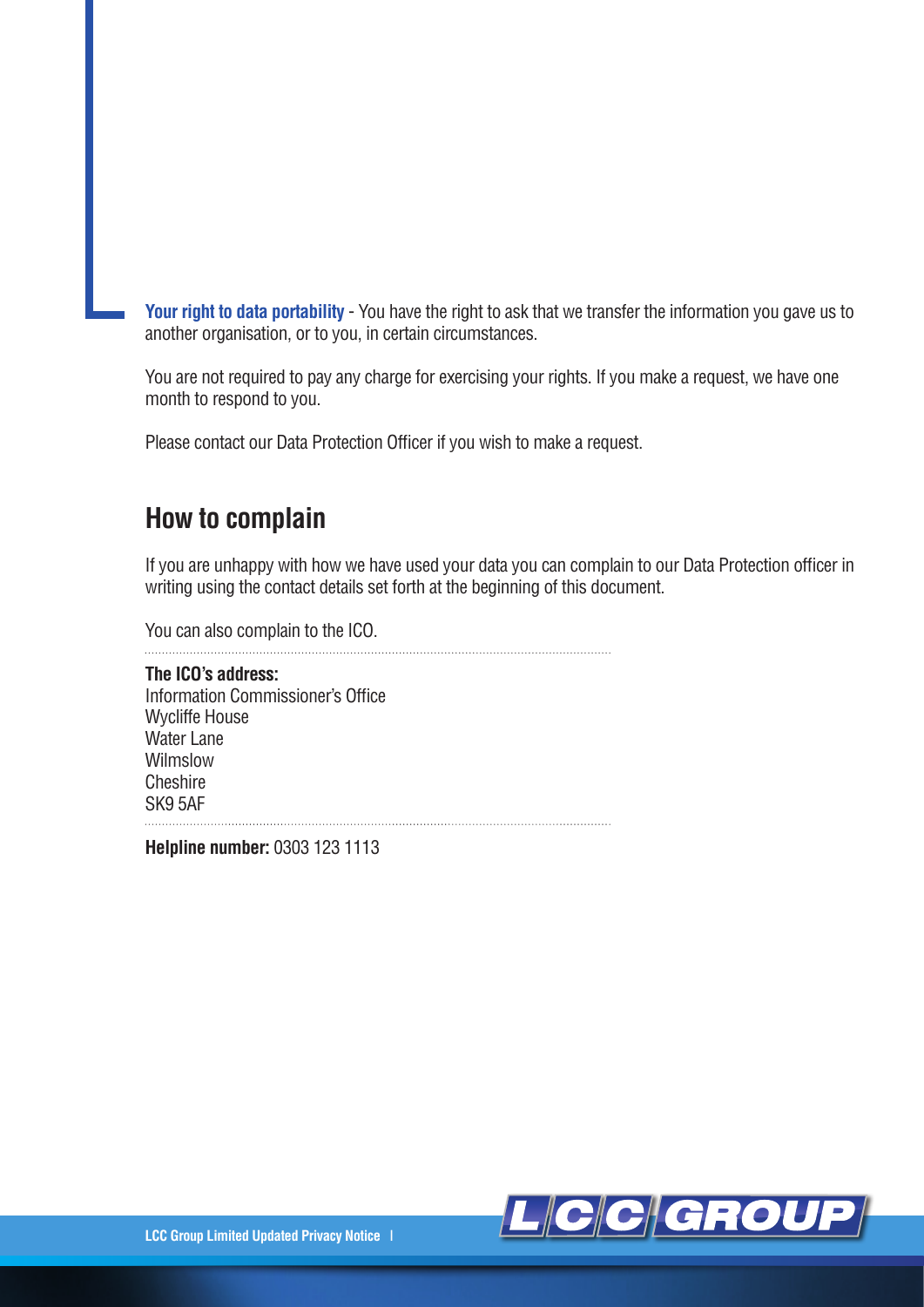**Your right to data portability** - You have the right to ask that we transfer the information you gave us to another organisation, or to you, in certain circumstances.

You are not required to pay any charge for exercising your rights. If you make a request, we have one month to respond to you.

Please contact our Data Protection Officer if you wish to make a request.

## How to complain

If you are unhappy with how we have used your data you can complain to our Data Protection officer in writing using the contact details set forth at the beginning of this document.

You can also complain to the ICO.

**The ICO's address:**
Information Commissioner's Office
Wycliffe House
Water Lane
Wilmslow
Cheshire
SK9 5AF

**Helpline number:** 0303 123 1113